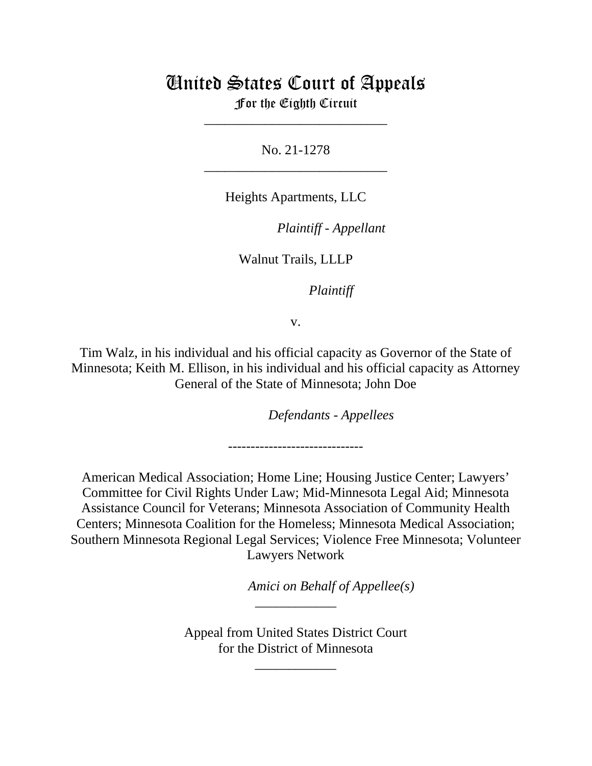# United States Court of Appeals

## For the Eighth Circuit

\_\_\_\_\_\_\_\_\_\_\_\_\_\_\_\_\_\_\_\_\_\_\_\_\_\_\_

No. 21-1278

\_\_\_\_\_\_\_\_\_\_\_\_\_\_\_\_\_\_\_\_\_\_\_\_\_\_\_

Heights Apartments, LLC

*Plaintiff - Appellant*

Walnut Trails, LLLP

*Plaintiff*

v.

Tim Walz, in his individual and his official capacity as Governor of the State of Minnesota; Keith M. Ellison, in his individual and his official capacity as Attorney General of the State of Minnesota; John Doe

*Defendants - Appellees*

------------------------------

American Medical Association; Home Line; Housing Justice Center; Lawyers' Committee for Civil Rights Under Law; Mid-Minnesota Legal Aid; Minnesota Assistance Council for Veterans; Minnesota Association of Community Health Centers; Minnesota Coalition for the Homeless; Minnesota Medical Association; Southern Minnesota Regional Legal Services; Violence Free Minnesota; Volunteer Lawyers Network

*Amici on Behalf of Appellee(s)*

\_\_\_\_\_\_\_\_\_\_\_\_

Appeal from United States District Court
for the District of Minnesota

\_\_\_\_\_\_\_\_\_\_\_\_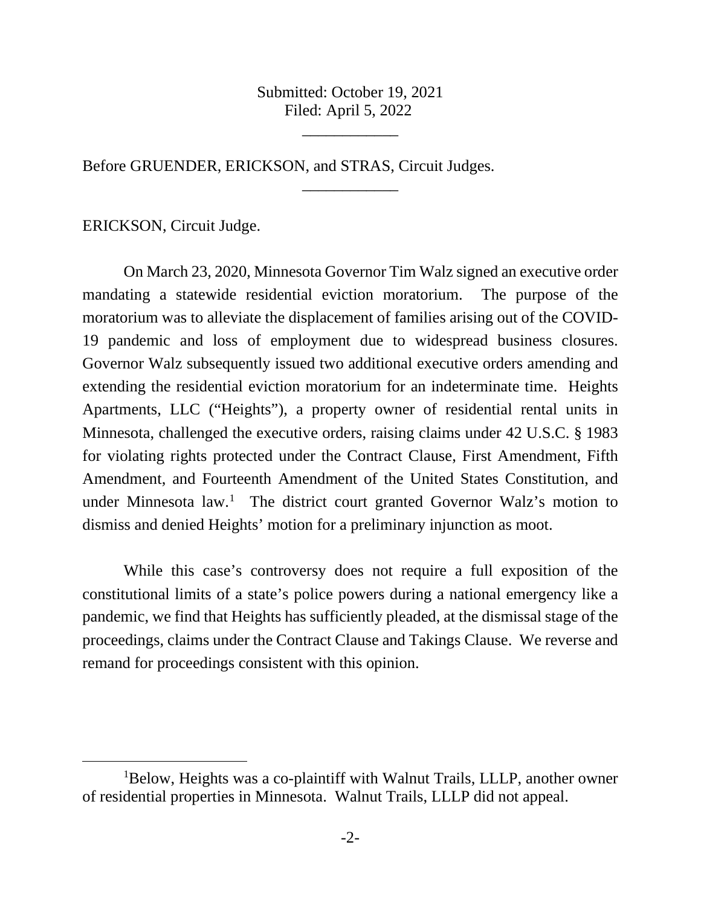Submitted: October 19, 2021
Filed: April 5, 2022

____________

Before GRUENDER, ERICKSON, and STRAS, Circuit Judges.

____________

ERICKSON, Circuit Judge.

On March 23, 2020, Minnesota Governor Tim Walz signed an executive order mandating a statewide residential eviction moratorium. The purpose of the moratorium was to alleviate the displacement of families arising out of the COVID-19 pandemic and loss of employment due to widespread business closures. Governor Walz subsequently issued two additional executive orders amending and extending the residential eviction moratorium for an indeterminate time. Heights Apartments, LLC ("Heights"), a property owner of residential rental units in Minnesota, challenged the executive orders, raising claims under 42 U.S.C. § 1983 for violating rights protected under the Contract Clause, First Amendment, Fifth Amendment, and Fourteenth Amendment of the United States Constitution, and under Minnesota law.[1] The district court granted Governor Walz's motion to dismiss and denied Heights' motion for a preliminary injunction as moot.

While this case's controversy does not require a full exposition of the constitutional limits of a state's police powers during a national emergency like a pandemic, we find that Heights has sufficiently pleaded, at the dismissal stage of the proceedings, claims under the Contract Clause and Takings Clause. We reverse and remand for proceedings consistent with this opinion.

[1]Below, Heights was a co-plaintiff with Walnut Trails, LLLP, another owner of residential properties in Minnesota. Walnut Trails, LLLP did not appeal.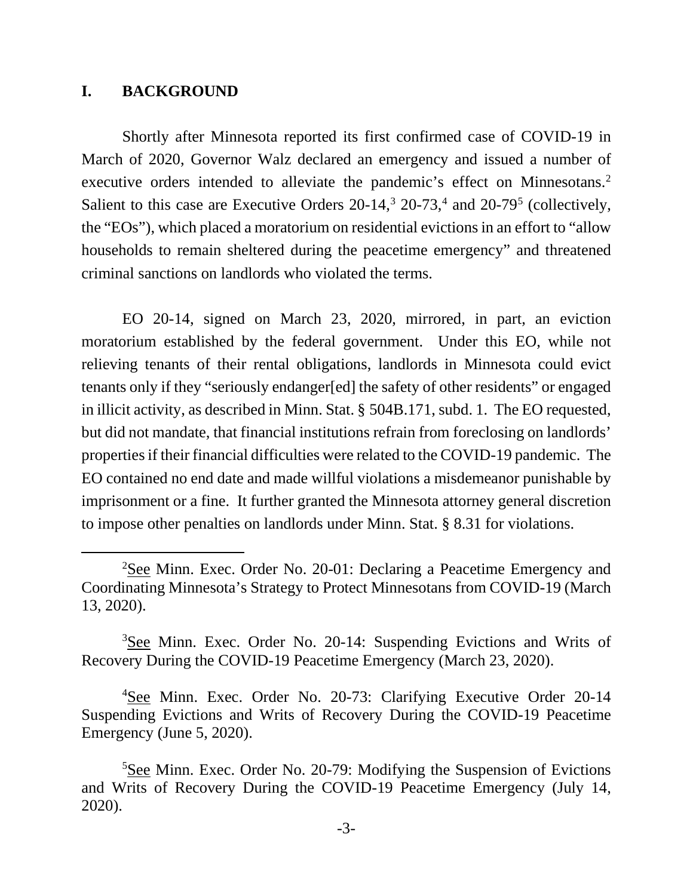## I. BACKGROUND

Shortly after Minnesota reported its first confirmed case of COVID-19 in March of 2020, Governor Walz declared an emergency and issued a number of executive orders intended to alleviate the pandemic's effect on Minnesotans.[2] Salient to this case are Executive Orders 20-14,[3] 20-73,[4] and 20-79[5] (collectively, the "EOs"), which placed a moratorium on residential evictions in an effort to "allow households to remain sheltered during the peacetime emergency" and threatened criminal sanctions on landlords who violated the terms.

EO 20-14, signed on March 23, 2020, mirrored, in part, an eviction moratorium established by the federal government. Under this EO, while not relieving tenants of their rental obligations, landlords in Minnesota could evict tenants only if they "seriously endanger[ed] the safety of other residents" or engaged in illicit activity, as described in Minn. Stat. § 504B.171, subd. 1. The EO requested, but did not mandate, that financial institutions refrain from foreclosing on landlords' properties if their financial difficulties were related to the COVID-19 pandemic. The EO contained no end date and made willful violations a misdemeanor punishable by imprisonment or a fine. It further granted the Minnesota attorney general discretion to impose other penalties on landlords under Minn. Stat. § 8.31 for violations.

---

[2]See Minn. Exec. Order No. 20-01: Declaring a Peacetime Emergency and Coordinating Minnesota's Strategy to Protect Minnesotans from COVID-19 (March 13, 2020).

[3]See Minn. Exec. Order No. 20-14: Suspending Evictions and Writs of Recovery During the COVID-19 Peacetime Emergency (March 23, 2020).

[4]See Minn. Exec. Order No. 20-73: Clarifying Executive Order 20-14 Suspending Evictions and Writs of Recovery During the COVID-19 Peacetime Emergency (June 5, 2020).

[5]See Minn. Exec. Order No. 20-79: Modifying the Suspension of Evictions and Writs of Recovery During the COVID-19 Peacetime Emergency (July 14, 2020).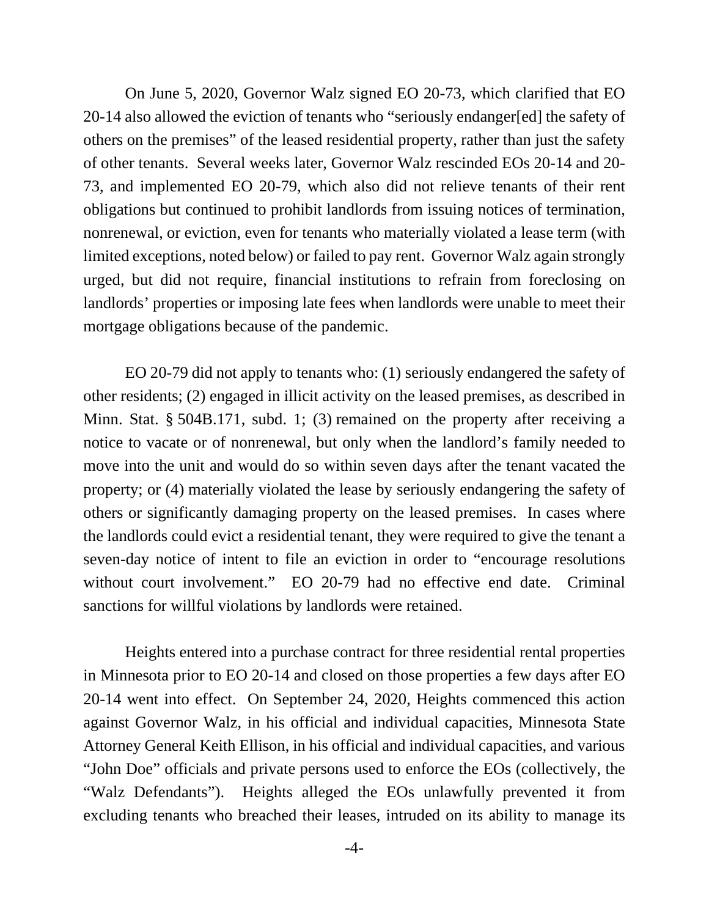On June 5, 2020, Governor Walz signed EO 20-73, which clarified that EO 20-14 also allowed the eviction of tenants who "seriously endanger[ed] the safety of others on the premises" of the leased residential property, rather than just the safety of other tenants. Several weeks later, Governor Walz rescinded EOs 20-14 and 20-73, and implemented EO 20-79, which also did not relieve tenants of their rent obligations but continued to prohibit landlords from issuing notices of termination, nonrenewal, or eviction, even for tenants who materially violated a lease term (with limited exceptions, noted below) or failed to pay rent. Governor Walz again strongly urged, but did not require, financial institutions to refrain from foreclosing on landlords' properties or imposing late fees when landlords were unable to meet their mortgage obligations because of the pandemic.

EO 20-79 did not apply to tenants who: (1) seriously endangered the safety of other residents; (2) engaged in illicit activity on the leased premises, as described in Minn. Stat. § 504B.171, subd. 1; (3) remained on the property after receiving a notice to vacate or of nonrenewal, but only when the landlord's family needed to move into the unit and would do so within seven days after the tenant vacated the property; or (4) materially violated the lease by seriously endangering the safety of others or significantly damaging property on the leased premises. In cases where the landlords could evict a residential tenant, they were required to give the tenant a seven-day notice of intent to file an eviction in order to "encourage resolutions without court involvement." EO 20-79 had no effective end date. Criminal sanctions for willful violations by landlords were retained.

Heights entered into a purchase contract for three residential rental properties in Minnesota prior to EO 20-14 and closed on those properties a few days after EO 20-14 went into effect. On September 24, 2020, Heights commenced this action against Governor Walz, in his official and individual capacities, Minnesota State Attorney General Keith Ellison, in his official and individual capacities, and various "John Doe" officials and private persons used to enforce the EOs (collectively, the "Walz Defendants"). Heights alleged the EOs unlawfully prevented it from excluding tenants who breached their leases, intruded on its ability to manage its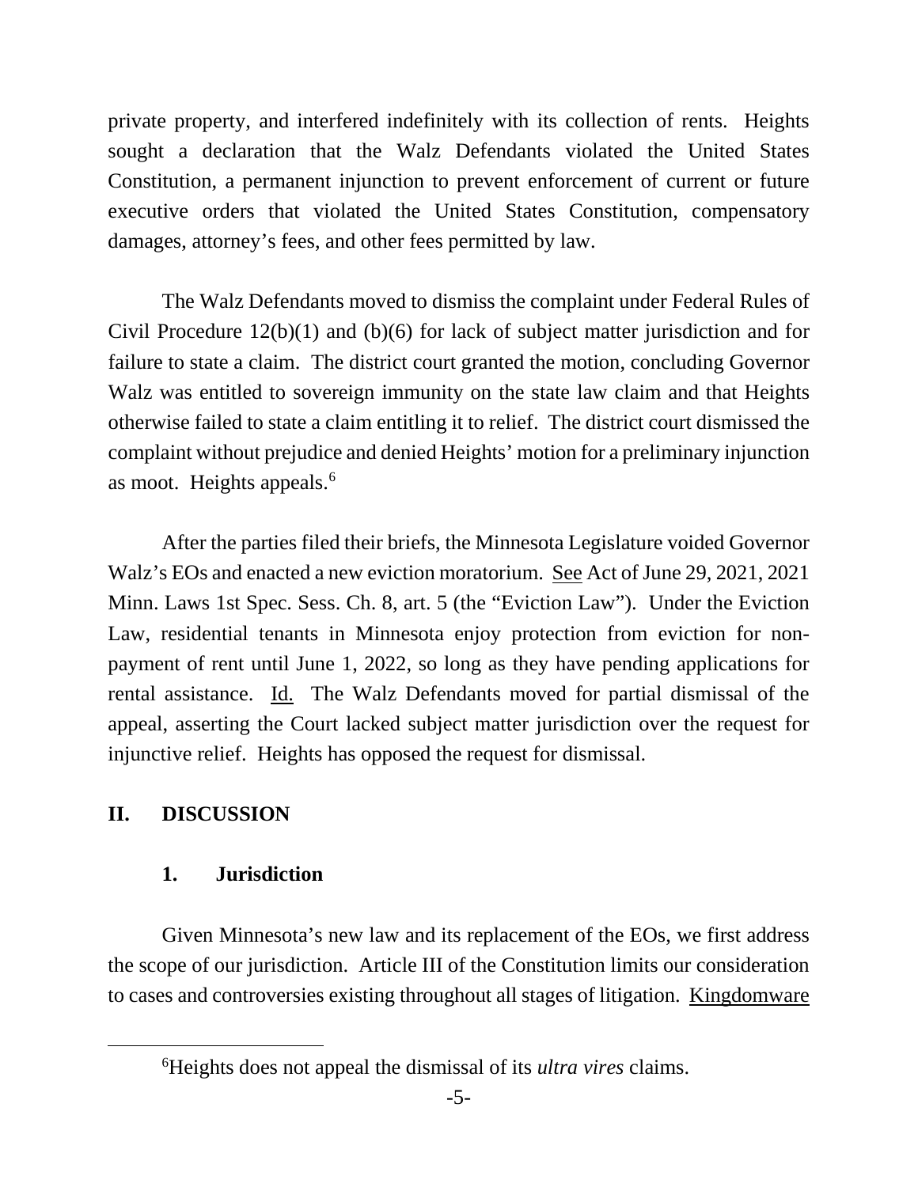private property, and interfered indefinitely with its collection of rents. Heights sought a declaration that the Walz Defendants violated the United States Constitution, a permanent injunction to prevent enforcement of current or future executive orders that violated the United States Constitution, compensatory damages, attorney's fees, and other fees permitted by law.

The Walz Defendants moved to dismiss the complaint under Federal Rules of Civil Procedure 12(b)(1) and (b)(6) for lack of subject matter jurisdiction and for failure to state a claim. The district court granted the motion, concluding Governor Walz was entitled to sovereign immunity on the state law claim and that Heights otherwise failed to state a claim entitling it to relief. The district court dismissed the complaint without prejudice and denied Heights' motion for a preliminary injunction as moot. Heights appeals.[6]

After the parties filed their briefs, the Minnesota Legislature voided Governor Walz's EOs and enacted a new eviction moratorium. See Act of June 29, 2021, 2021 Minn. Laws 1st Spec. Sess. Ch. 8, art. 5 (the "Eviction Law"). Under the Eviction Law, residential tenants in Minnesota enjoy protection from eviction for non-payment of rent until June 1, 2022, so long as they have pending applications for rental assistance. Id. The Walz Defendants moved for partial dismissal of the appeal, asserting the Court lacked subject matter jurisdiction over the request for injunctive relief. Heights has opposed the request for dismissal.

## II. DISCUSSION

### 1. Jurisdiction

Given Minnesota's new law and its replacement of the EOs, we first address the scope of our jurisdiction. Article III of the Constitution limits our consideration to cases and controversies existing throughout all stages of litigation. Kingdomware

[6]Heights does not appeal the dismissal of its *ultra vires* claims.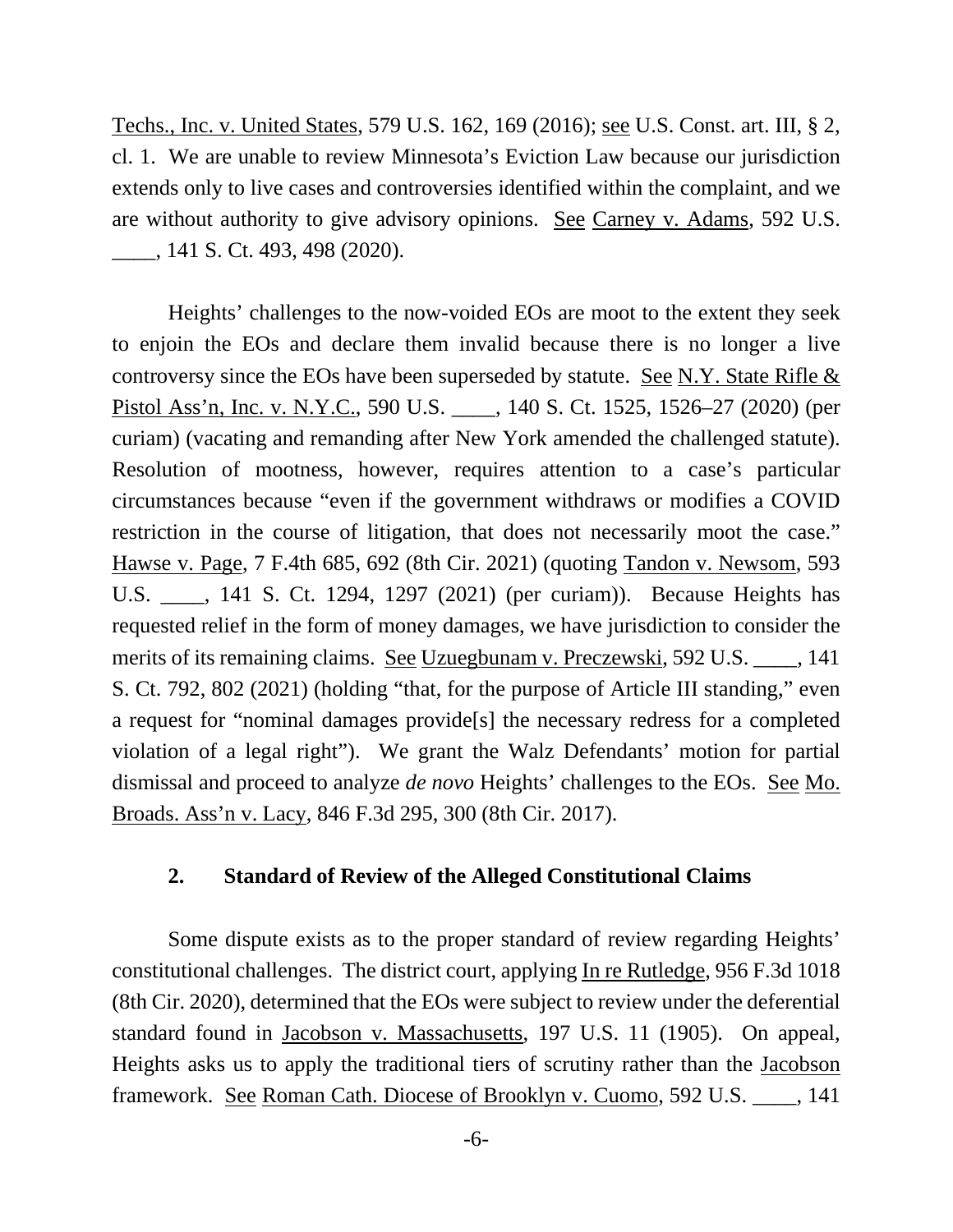Techs., Inc. v. United States, 579 U.S. 162, 169 (2016); see U.S. Const. art. III, § 2, cl. 1. We are unable to review Minnesota's Eviction Law because our jurisdiction extends only to live cases and controversies identified within the complaint, and we are without authority to give advisory opinions. See Carney v. Adams, 592 U.S. ____, 141 S. Ct. 493, 498 (2020).

Heights' challenges to the now-voided EOs are moot to the extent they seek to enjoin the EOs and declare them invalid because there is no longer a live controversy since the EOs have been superseded by statute. See N.Y. State Rifle & Pistol Ass'n, Inc. v. N.Y.C., 590 U.S. ____, 140 S. Ct. 1525, 1526–27 (2020) (per curiam) (vacating and remanding after New York amended the challenged statute). Resolution of mootness, however, requires attention to a case's particular circumstances because "even if the government withdraws or modifies a COVID restriction in the course of litigation, that does not necessarily moot the case." Hawse v. Page, 7 F.4th 685, 692 (8th Cir. 2021) (quoting Tandon v. Newsom, 593 U.S. ____, 141 S. Ct. 1294, 1297 (2021) (per curiam)). Because Heights has requested relief in the form of money damages, we have jurisdiction to consider the merits of its remaining claims. See Uzuegbunam v. Preczewski, 592 U.S. ____, 141 S. Ct. 792, 802 (2021) (holding "that, for the purpose of Article III standing," even a request for "nominal damages provide[s] the necessary redress for a completed violation of a legal right"). We grant the Walz Defendants' motion for partial dismissal and proceed to analyze *de novo* Heights' challenges to the EOs. See Mo. Broads. Ass'n v. Lacy, 846 F.3d 295, 300 (8th Cir. 2017).

### 2. Standard of Review of the Alleged Constitutional Claims

Some dispute exists as to the proper standard of review regarding Heights' constitutional challenges. The district court, applying In re Rutledge, 956 F.3d 1018 (8th Cir. 2020), determined that the EOs were subject to review under the deferential standard found in Jacobson v. Massachusetts, 197 U.S. 11 (1905). On appeal, Heights asks us to apply the traditional tiers of scrutiny rather than the Jacobson framework. See Roman Cath. Diocese of Brooklyn v. Cuomo, 592 U.S. ____, 141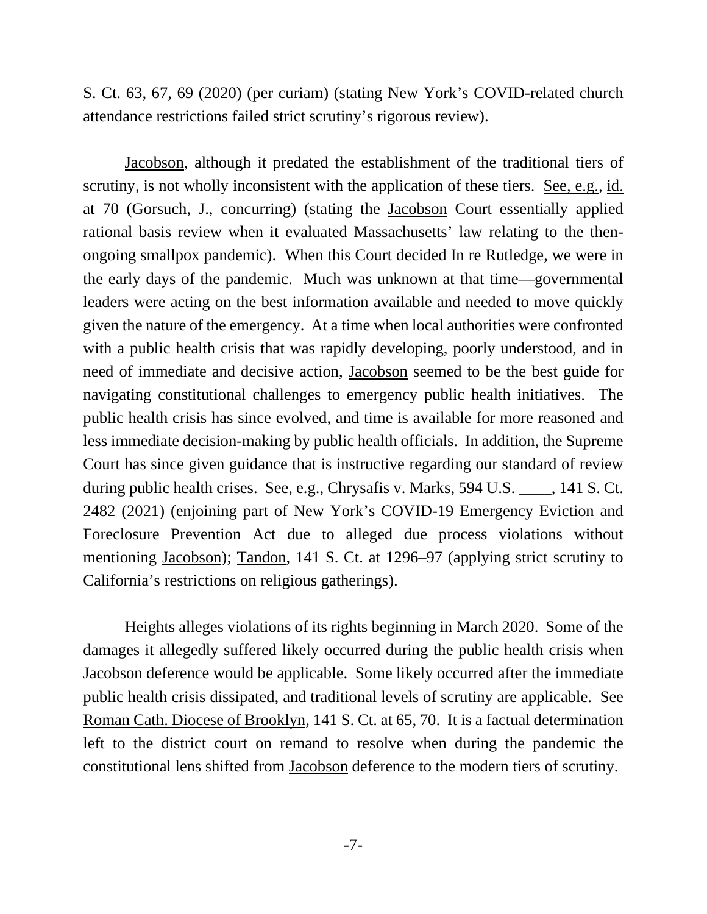S. Ct. 63, 67, 69 (2020) (per curiam) (stating New York's COVID-related church attendance restrictions failed strict scrutiny's rigorous review).

Jacobson, although it predated the establishment of the traditional tiers of scrutiny, is not wholly inconsistent with the application of these tiers. See, e.g., id. at 70 (Gorsuch, J., concurring) (stating the Jacobson Court essentially applied rational basis review when it evaluated Massachusetts' law relating to the then-ongoing smallpox pandemic). When this Court decided In re Rutledge, we were in the early days of the pandemic. Much was unknown at that time—governmental leaders were acting on the best information available and needed to move quickly given the nature of the emergency. At a time when local authorities were confronted with a public health crisis that was rapidly developing, poorly understood, and in need of immediate and decisive action, Jacobson seemed to be the best guide for navigating constitutional challenges to emergency public health initiatives. The public health crisis has since evolved, and time is available for more reasoned and less immediate decision-making by public health officials. In addition, the Supreme Court has since given guidance that is instructive regarding our standard of review during public health crises. See, e.g., Chrysafis v. Marks, 594 U.S. \_\_\_\_, 141 S. Ct. 2482 (2021) (enjoining part of New York's COVID-19 Emergency Eviction and Foreclosure Prevention Act due to alleged due process violations without mentioning Jacobson); Tandon, 141 S. Ct. at 1296–97 (applying strict scrutiny to California's restrictions on religious gatherings).

Heights alleges violations of its rights beginning in March 2020. Some of the damages it allegedly suffered likely occurred during the public health crisis when Jacobson deference would be applicable. Some likely occurred after the immediate public health crisis dissipated, and traditional levels of scrutiny are applicable. See Roman Cath. Diocese of Brooklyn, 141 S. Ct. at 65, 70. It is a factual determination left to the district court on remand to resolve when during the pandemic the constitutional lens shifted from Jacobson deference to the modern tiers of scrutiny.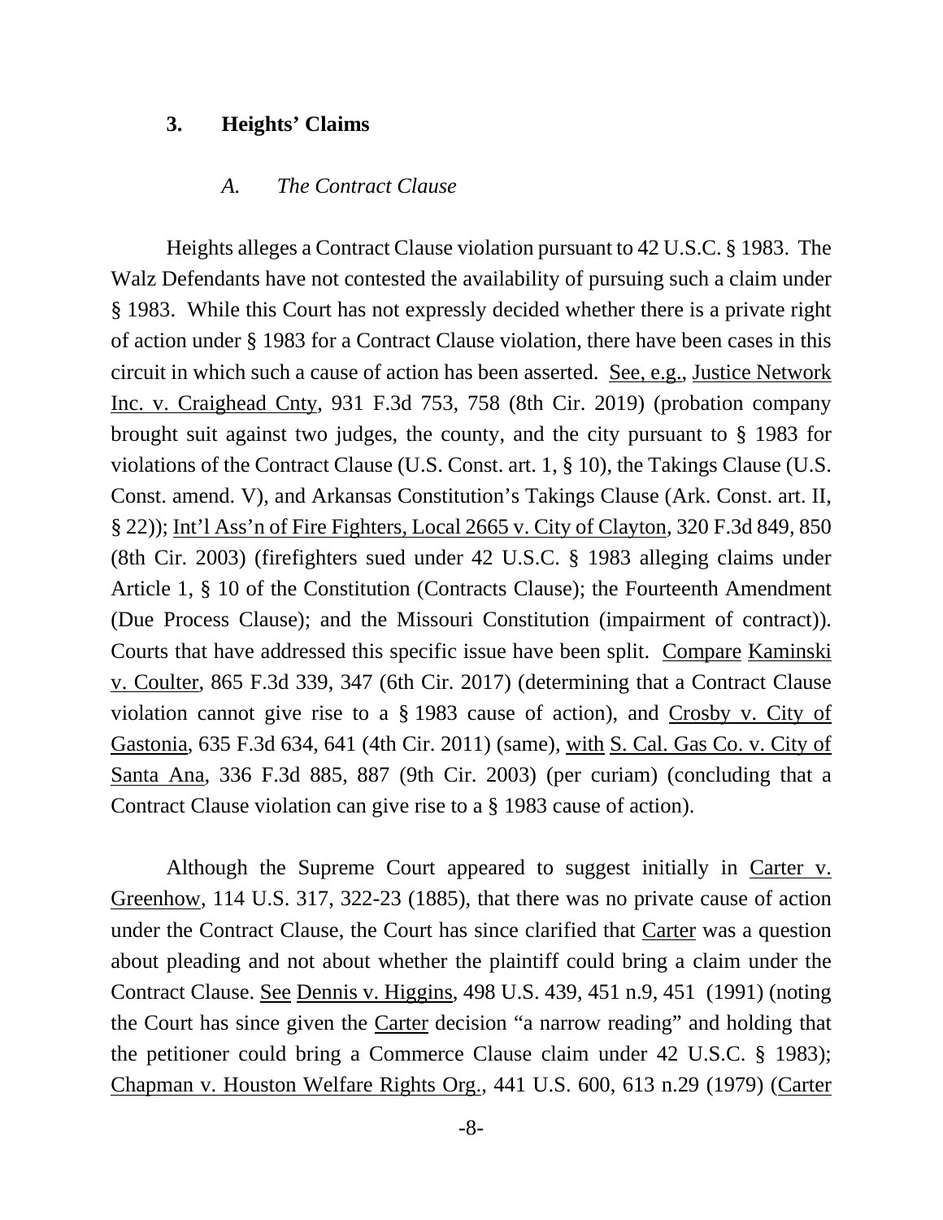### 3. Heights' Claims

#### *A. The Contract Clause*

Heights alleges a Contract Clause violation pursuant to 42 U.S.C. § 1983. The Walz Defendants have not contested the availability of pursuing such a claim under § 1983. While this Court has not expressly decided whether there is a private right of action under § 1983 for a Contract Clause violation, there have been cases in this circuit in which such a cause of action has been asserted. See, e.g., Justice Network Inc. v. Craighead Cnty, 931 F.3d 753, 758 (8th Cir. 2019) (probation company brought suit against two judges, the county, and the city pursuant to § 1983 for violations of the Contract Clause (U.S. Const. art. 1, § 10), the Takings Clause (U.S. Const. amend. V), and Arkansas Constitution's Takings Clause (Ark. Const. art. II, § 22)); Int'l Ass'n of Fire Fighters, Local 2665 v. City of Clayton, 320 F.3d 849, 850 (8th Cir. 2003) (firefighters sued under 42 U.S.C. § 1983 alleging claims under Article 1, § 10 of the Constitution (Contracts Clause); the Fourteenth Amendment (Due Process Clause); and the Missouri Constitution (impairment of contract)). Courts that have addressed this specific issue have been split. Compare Kaminski v. Coulter, 865 F.3d 339, 347 (6th Cir. 2017) (determining that a Contract Clause violation cannot give rise to a § 1983 cause of action), and Crosby v. City of Gastonia, 635 F.3d 634, 641 (4th Cir. 2011) (same), with S. Cal. Gas Co. v. City of Santa Ana, 336 F.3d 885, 887 (9th Cir. 2003) (per curiam) (concluding that a Contract Clause violation can give rise to a § 1983 cause of action).

Although the Supreme Court appeared to suggest initially in Carter v. Greenhow, 114 U.S. 317, 322-23 (1885), that there was no private cause of action under the Contract Clause, the Court has since clarified that Carter was a question about pleading and not about whether the plaintiff could bring a claim under the Contract Clause. See Dennis v. Higgins, 498 U.S. 439, 451 n.9, 451 (1991) (noting the Court has since given the Carter decision "a narrow reading" and holding that the petitioner could bring a Commerce Clause claim under 42 U.S.C. § 1983); Chapman v. Houston Welfare Rights Org., 441 U.S. 600, 613 n.29 (1979) (Carter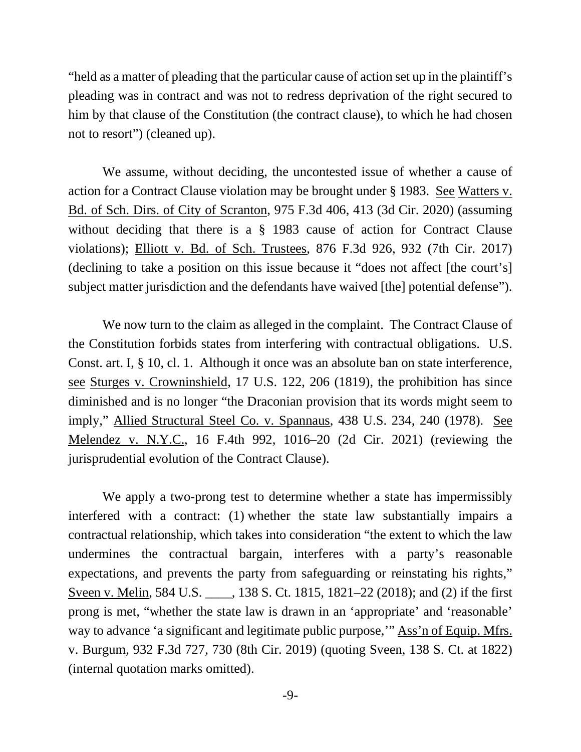"held as a matter of pleading that the particular cause of action set up in the plaintiff's pleading was in contract and was not to redress deprivation of the right secured to him by that clause of the Constitution (the contract clause), to which he had chosen not to resort") (cleaned up).

We assume, without deciding, the uncontested issue of whether a cause of action for a Contract Clause violation may be brought under § 1983. See Watters v. Bd. of Sch. Dirs. of City of Scranton, 975 F.3d 406, 413 (3d Cir. 2020) (assuming without deciding that there is a § 1983 cause of action for Contract Clause violations); Elliott v. Bd. of Sch. Trustees, 876 F.3d 926, 932 (7th Cir. 2017) (declining to take a position on this issue because it "does not affect [the court's] subject matter jurisdiction and the defendants have waived [the] potential defense").

We now turn to the claim as alleged in the complaint. The Contract Clause of the Constitution forbids states from interfering with contractual obligations. U.S. Const. art. I, § 10, cl. 1. Although it once was an absolute ban on state interference, see Sturges v. Crowninshield, 17 U.S. 122, 206 (1819), the prohibition has since diminished and is no longer "the Draconian provision that its words might seem to imply," Allied Structural Steel Co. v. Spannaus, 438 U.S. 234, 240 (1978). See Melendez v. N.Y.C., 16 F.4th 992, 1016–20 (2d Cir. 2021) (reviewing the jurisprudential evolution of the Contract Clause).

We apply a two-prong test to determine whether a state has impermissibly interfered with a contract: (1) whether the state law substantially impairs a contractual relationship, which takes into consideration "the extent to which the law undermines the contractual bargain, interferes with a party's reasonable expectations, and prevents the party from safeguarding or reinstating his rights," Sveen v. Melin, 584 U.S. ____, 138 S. Ct. 1815, 1821–22 (2018); and (2) if the first prong is met, "whether the state law is drawn in an 'appropriate' and 'reasonable' way to advance 'a significant and legitimate public purpose,'" Ass'n of Equip. Mfrs. v. Burgum, 932 F.3d 727, 730 (8th Cir. 2019) (quoting Sveen, 138 S. Ct. at 1822) (internal quotation marks omitted).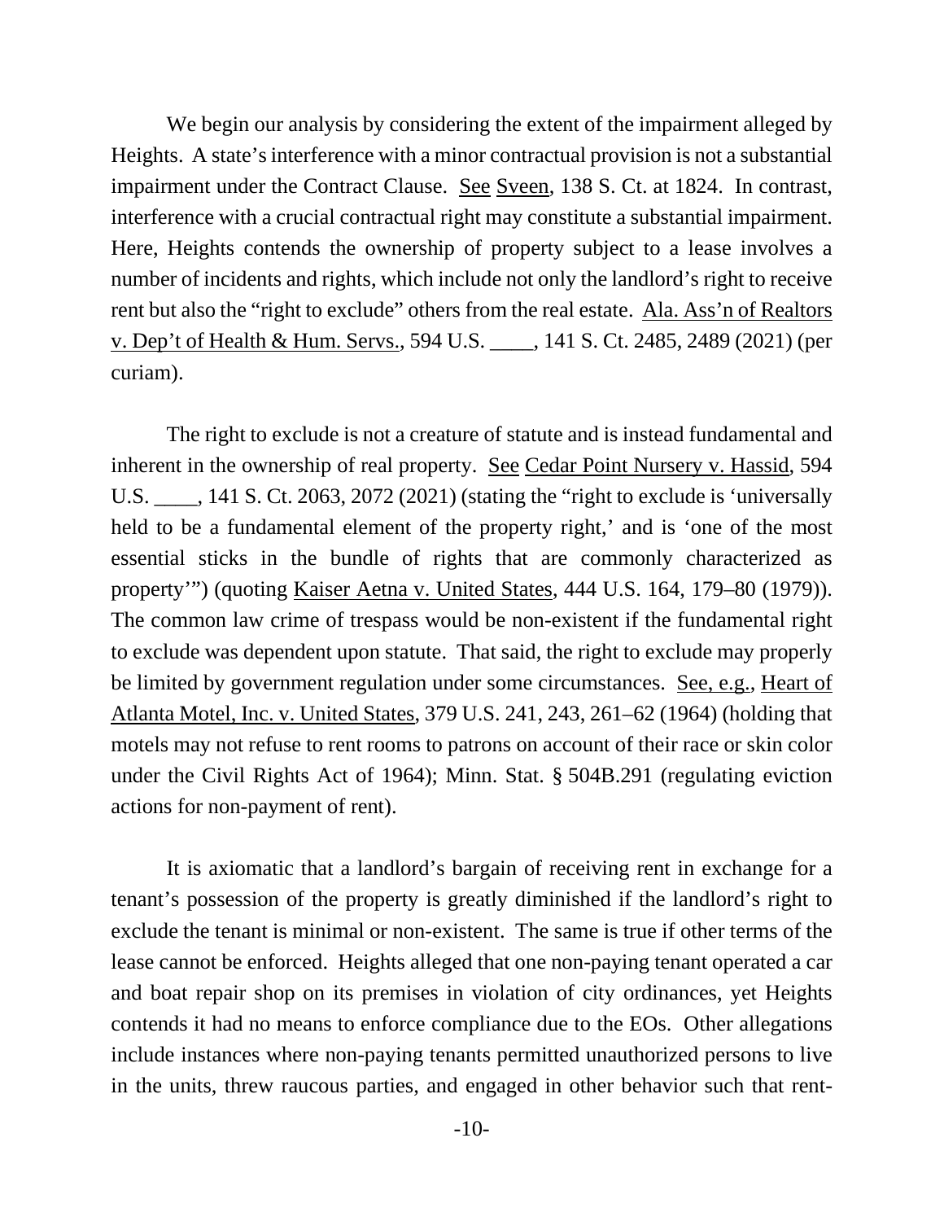We begin our analysis by considering the extent of the impairment alleged by Heights. A state's interference with a minor contractual provision is not a substantial impairment under the Contract Clause. See Sveen, 138 S. Ct. at 1824. In contrast, interference with a crucial contractual right may constitute a substantial impairment. Here, Heights contends the ownership of property subject to a lease involves a number of incidents and rights, which include not only the landlord's right to receive rent but also the "right to exclude" others from the real estate. Ala. Ass'n of Realtors v. Dep't of Health & Hum. Servs., 594 U.S. ____, 141 S. Ct. 2485, 2489 (2021) (per curiam).

The right to exclude is not a creature of statute and is instead fundamental and inherent in the ownership of real property. See Cedar Point Nursery v. Hassid, 594 U.S. ____, 141 S. Ct. 2063, 2072 (2021) (stating the "right to exclude is 'universally held to be a fundamental element of the property right,' and is 'one of the most essential sticks in the bundle of rights that are commonly characterized as property'") (quoting Kaiser Aetna v. United States, 444 U.S. 164, 179–80 (1979)). The common law crime of trespass would be non-existent if the fundamental right to exclude was dependent upon statute. That said, the right to exclude may properly be limited by government regulation under some circumstances. See, e.g., Heart of Atlanta Motel, Inc. v. United States, 379 U.S. 241, 243, 261–62 (1964) (holding that motels may not refuse to rent rooms to patrons on account of their race or skin color under the Civil Rights Act of 1964); Minn. Stat. § 504B.291 (regulating eviction actions for non-payment of rent).

It is axiomatic that a landlord's bargain of receiving rent in exchange for a tenant's possession of the property is greatly diminished if the landlord's right to exclude the tenant is minimal or non-existent. The same is true if other terms of the lease cannot be enforced. Heights alleged that one non-paying tenant operated a car and boat repair shop on its premises in violation of city ordinances, yet Heights contends it had no means to enforce compliance due to the EOs. Other allegations include instances where non-paying tenants permitted unauthorized persons to live in the units, threw raucous parties, and engaged in other behavior such that rent-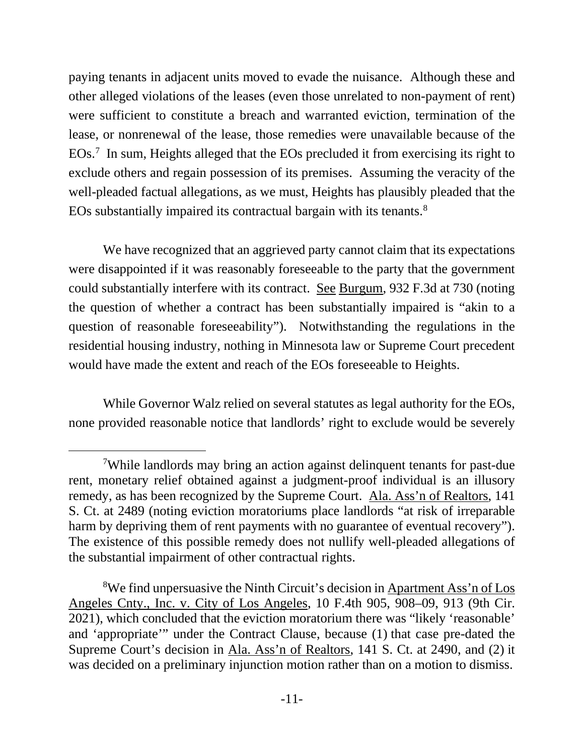paying tenants in adjacent units moved to evade the nuisance. Although these and other alleged violations of the leases (even those unrelated to non-payment of rent) were sufficient to constitute a breach and warranted eviction, termination of the lease, or nonrenewal of the lease, those remedies were unavailable because of the EOs.[7] In sum, Heights alleged that the EOs precluded it from exercising its right to exclude others and regain possession of its premises. Assuming the veracity of the well-pleaded factual allegations, as we must, Heights has plausibly pleaded that the EOs substantially impaired its contractual bargain with its tenants.[8]

We have recognized that an aggrieved party cannot claim that its expectations were disappointed if it was reasonably foreseeable to the party that the government could substantially interfere with its contract. See Burgum, 932 F.3d at 730 (noting the question of whether a contract has been substantially impaired is "akin to a question of reasonable foreseeability"). Notwithstanding the regulations in the residential housing industry, nothing in Minnesota law or Supreme Court precedent would have made the extent and reach of the EOs foreseeable to Heights.

While Governor Walz relied on several statutes as legal authority for the EOs, none provided reasonable notice that landlords' right to exclude would be severely

[7]While landlords may bring an action against delinquent tenants for past-due rent, monetary relief obtained against a judgment-proof individual is an illusory remedy, as has been recognized by the Supreme Court. Ala. Ass'n of Realtors, 141 S. Ct. at 2489 (noting eviction moratoriums place landlords "at risk of irreparable harm by depriving them of rent payments with no guarantee of eventual recovery"). The existence of this possible remedy does not nullify well-pleaded allegations of the substantial impairment of other contractual rights.

[8]We find unpersuasive the Ninth Circuit's decision in Apartment Ass'n of Los Angeles Cnty., Inc. v. City of Los Angeles, 10 F.4th 905, 908–09, 913 (9th Cir. 2021), which concluded that the eviction moratorium there was "likely 'reasonable' and 'appropriate'" under the Contract Clause, because (1) that case pre-dated the Supreme Court's decision in Ala. Ass'n of Realtors, 141 S. Ct. at 2490, and (2) it was decided on a preliminary injunction motion rather than on a motion to dismiss.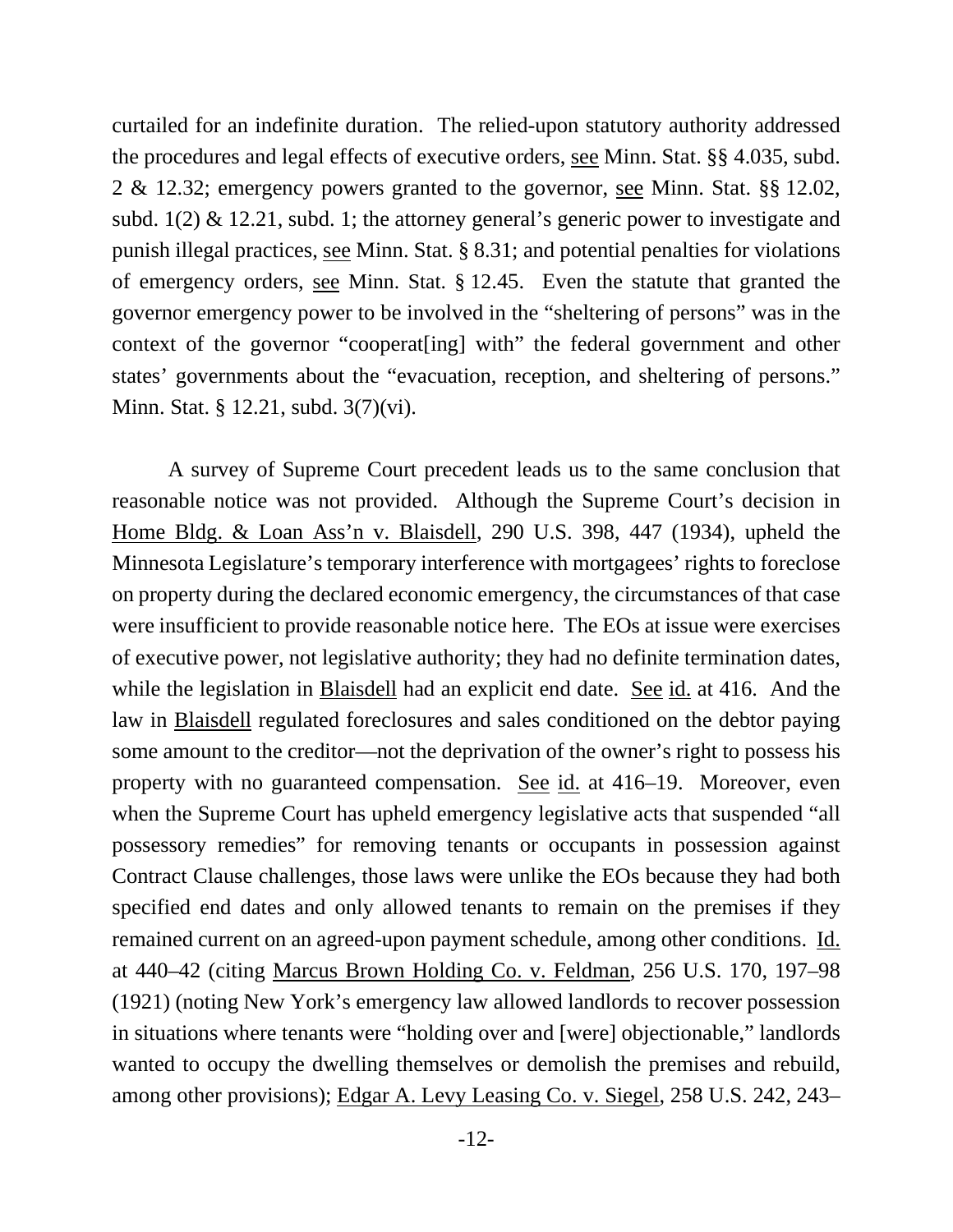curtailed for an indefinite duration. The relied-upon statutory authority addressed the procedures and legal effects of executive orders, see Minn. Stat. §§ 4.035, subd. 2 & 12.32; emergency powers granted to the governor, see Minn. Stat. §§ 12.02, subd. 1(2) & 12.21, subd. 1; the attorney general's generic power to investigate and punish illegal practices, see Minn. Stat. § 8.31; and potential penalties for violations of emergency orders, see Minn. Stat. § 12.45. Even the statute that granted the governor emergency power to be involved in the "sheltering of persons" was in the context of the governor "cooperat[ing] with" the federal government and other states' governments about the "evacuation, reception, and sheltering of persons." Minn. Stat. § 12.21, subd. 3(7)(vi).

A survey of Supreme Court precedent leads us to the same conclusion that reasonable notice was not provided. Although the Supreme Court's decision in Home Bldg. & Loan Ass'n v. Blaisdell, 290 U.S. 398, 447 (1934), upheld the Minnesota Legislature's temporary interference with mortgagees' rights to foreclose on property during the declared economic emergency, the circumstances of that case were insufficient to provide reasonable notice here. The EOs at issue were exercises of executive power, not legislative authority; they had no definite termination dates, while the legislation in Blaisdell had an explicit end date. See id. at 416. And the law in Blaisdell regulated foreclosures and sales conditioned on the debtor paying some amount to the creditor—not the deprivation of the owner's right to possess his property with no guaranteed compensation. See id. at 416–19. Moreover, even when the Supreme Court has upheld emergency legislative acts that suspended "all possessory remedies" for removing tenants or occupants in possession against Contract Clause challenges, those laws were unlike the EOs because they had both specified end dates and only allowed tenants to remain on the premises if they remained current on an agreed-upon payment schedule, among other conditions. Id. at 440–42 (citing Marcus Brown Holding Co. v. Feldman, 256 U.S. 170, 197–98 (1921) (noting New York's emergency law allowed landlords to recover possession in situations where tenants were "holding over and [were] objectionable," landlords wanted to occupy the dwelling themselves or demolish the premises and rebuild, among other provisions); Edgar A. Levy Leasing Co. v. Siegel, 258 U.S. 242, 243–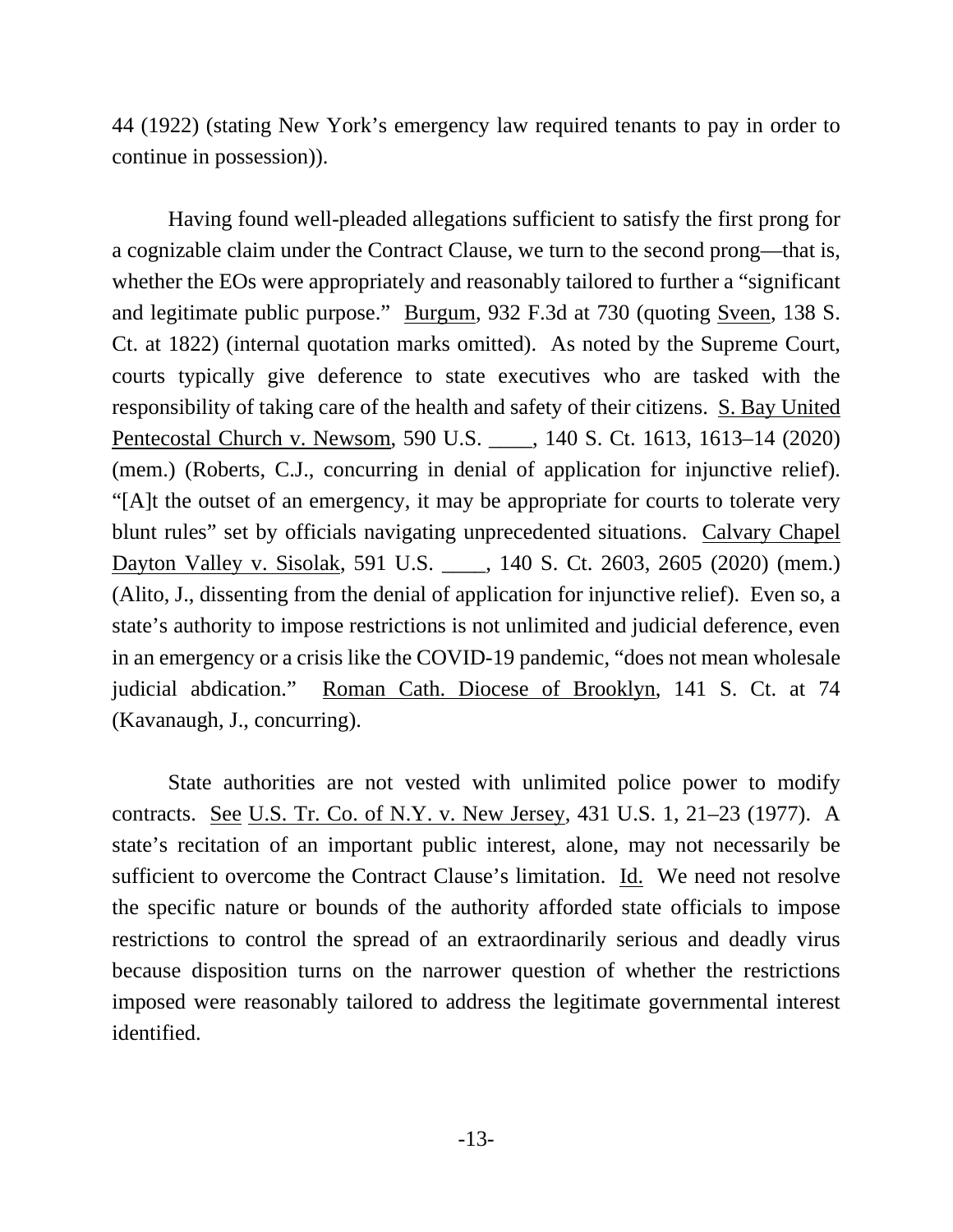44 (1922) (stating New York's emergency law required tenants to pay in order to continue in possession)).

Having found well-pleaded allegations sufficient to satisfy the first prong for a cognizable claim under the Contract Clause, we turn to the second prong—that is, whether the EOs were appropriately and reasonably tailored to further a "significant and legitimate public purpose." Burgum, 932 F.3d at 730 (quoting Sveen, 138 S. Ct. at 1822) (internal quotation marks omitted). As noted by the Supreme Court, courts typically give deference to state executives who are tasked with the responsibility of taking care of the health and safety of their citizens. S. Bay United Pentecostal Church v. Newsom, 590 U.S. ____, 140 S. Ct. 1613, 1613–14 (2020) (mem.) (Roberts, C.J., concurring in denial of application for injunctive relief). "[A]t the outset of an emergency, it may be appropriate for courts to tolerate very blunt rules" set by officials navigating unprecedented situations. Calvary Chapel Dayton Valley v. Sisolak, 591 U.S. ____, 140 S. Ct. 2603, 2605 (2020) (mem.) (Alito, J., dissenting from the denial of application for injunctive relief). Even so, a state's authority to impose restrictions is not unlimited and judicial deference, even in an emergency or a crisis like the COVID-19 pandemic, "does not mean wholesale judicial abdication." Roman Cath. Diocese of Brooklyn, 141 S. Ct. at 74 (Kavanaugh, J., concurring).

State authorities are not vested with unlimited police power to modify contracts. See U.S. Tr. Co. of N.Y. v. New Jersey, 431 U.S. 1, 21–23 (1977). A state's recitation of an important public interest, alone, may not necessarily be sufficient to overcome the Contract Clause's limitation. Id. We need not resolve the specific nature or bounds of the authority afforded state officials to impose restrictions to control the spread of an extraordinarily serious and deadly virus because disposition turns on the narrower question of whether the restrictions imposed were reasonably tailored to address the legitimate governmental interest identified.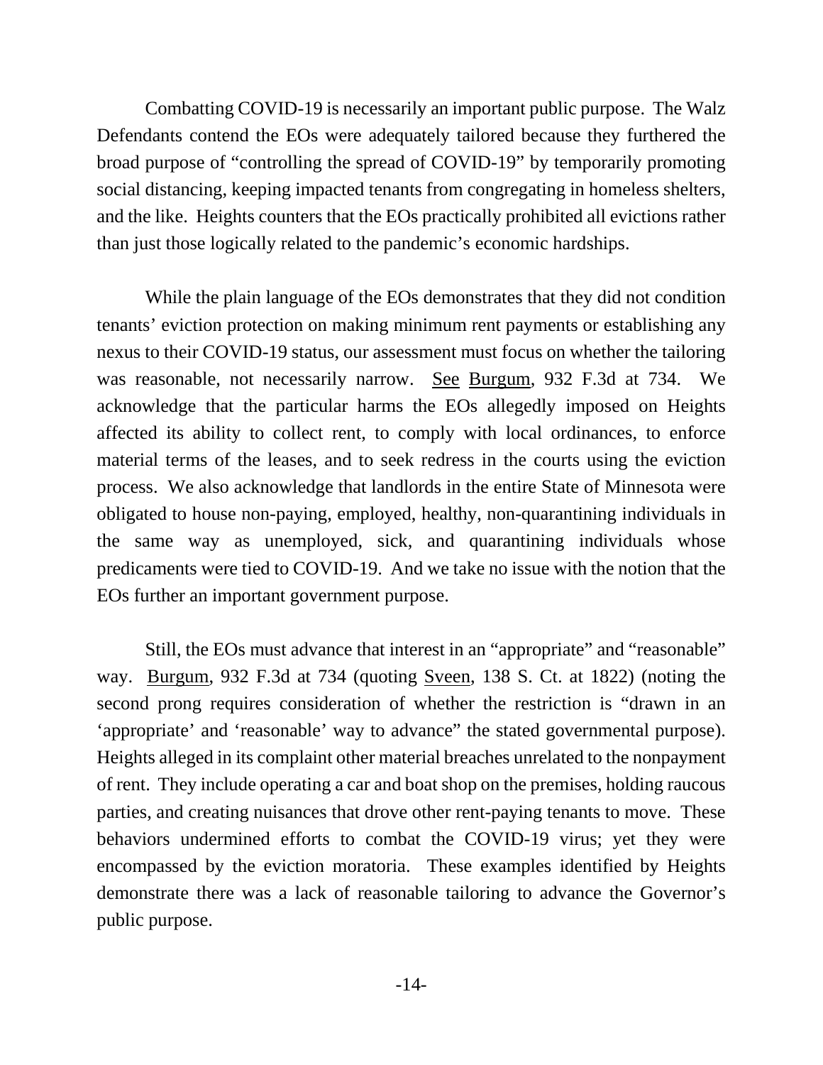Combatting COVID-19 is necessarily an important public purpose. The Walz Defendants contend the EOs were adequately tailored because they furthered the broad purpose of "controlling the spread of COVID-19" by temporarily promoting social distancing, keeping impacted tenants from congregating in homeless shelters, and the like. Heights counters that the EOs practically prohibited all evictions rather than just those logically related to the pandemic's economic hardships.

While the plain language of the EOs demonstrates that they did not condition tenants' eviction protection on making minimum rent payments or establishing any nexus to their COVID-19 status, our assessment must focus on whether the tailoring was reasonable, not necessarily narrow. See Burgum, 932 F.3d at 734. We acknowledge that the particular harms the EOs allegedly imposed on Heights affected its ability to collect rent, to comply with local ordinances, to enforce material terms of the leases, and to seek redress in the courts using the eviction process. We also acknowledge that landlords in the entire State of Minnesota were obligated to house non-paying, employed, healthy, non-quarantining individuals in the same way as unemployed, sick, and quarantining individuals whose predicaments were tied to COVID-19. And we take no issue with the notion that the EOs further an important government purpose.

Still, the EOs must advance that interest in an "appropriate" and "reasonable" way. Burgum, 932 F.3d at 734 (quoting Sveen, 138 S. Ct. at 1822) (noting the second prong requires consideration of whether the restriction is "drawn in an 'appropriate' and 'reasonable' way to advance" the stated governmental purpose). Heights alleged in its complaint other material breaches unrelated to the nonpayment of rent. They include operating a car and boat shop on the premises, holding raucous parties, and creating nuisances that drove other rent-paying tenants to move. These behaviors undermined efforts to combat the COVID-19 virus; yet they were encompassed by the eviction moratoria. These examples identified by Heights demonstrate there was a lack of reasonable tailoring to advance the Governor's public purpose.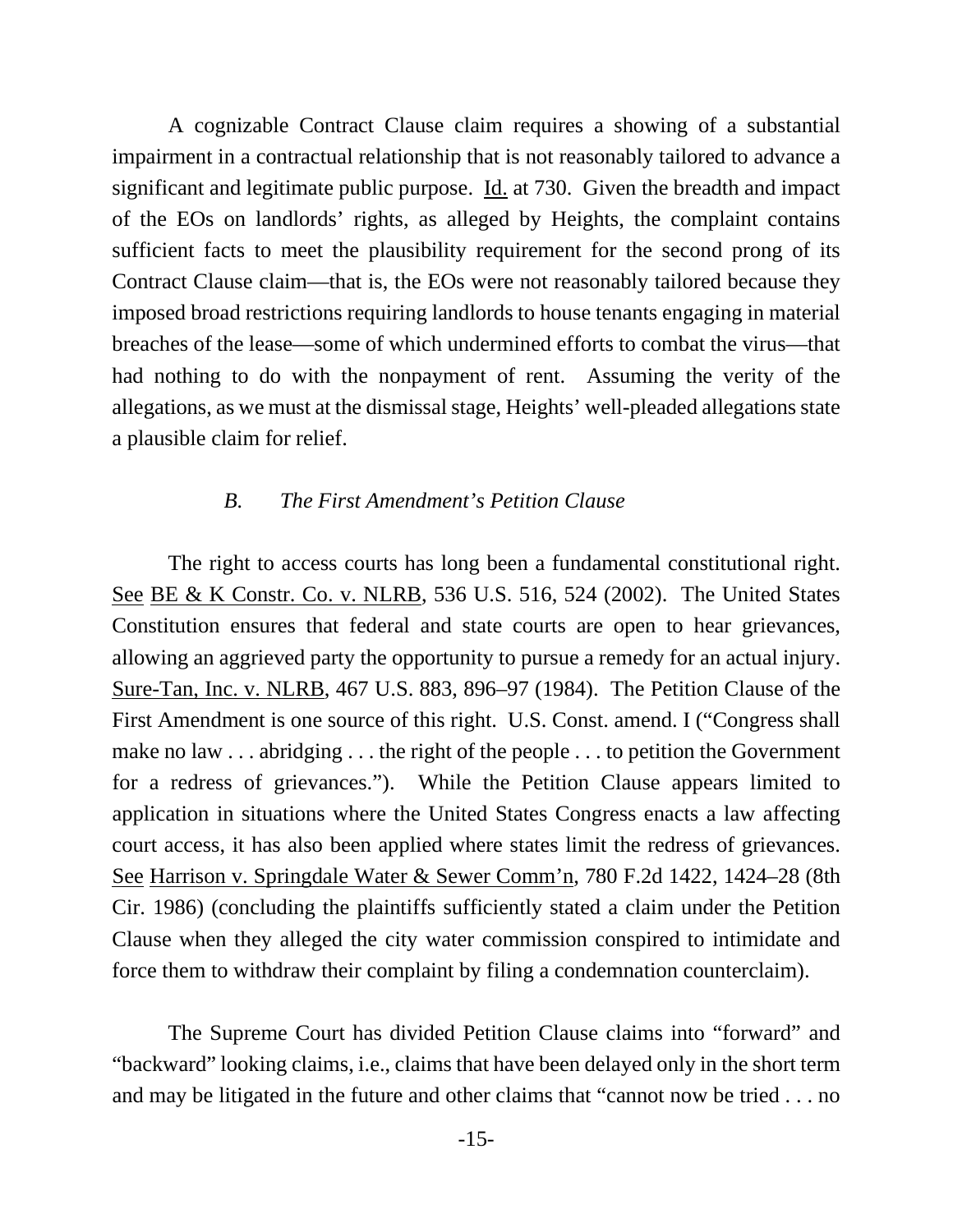A cognizable Contract Clause claim requires a showing of a substantial impairment in a contractual relationship that is not reasonably tailored to advance a significant and legitimate public purpose. Id. at 730. Given the breadth and impact of the EOs on landlords' rights, as alleged by Heights, the complaint contains sufficient facts to meet the plausibility requirement for the second prong of its Contract Clause claim—that is, the EOs were not reasonably tailored because they imposed broad restrictions requiring landlords to house tenants engaging in material breaches of the lease—some of which undermined efforts to combat the virus—that had nothing to do with the nonpayment of rent. Assuming the verity of the allegations, as we must at the dismissal stage, Heights' well-pleaded allegations state a plausible claim for relief.

### *B. The First Amendment's Petition Clause*

The right to access courts has long been a fundamental constitutional right. See BE & K Constr. Co. v. NLRB, 536 U.S. 516, 524 (2002). The United States Constitution ensures that federal and state courts are open to hear grievances, allowing an aggrieved party the opportunity to pursue a remedy for an actual injury. Sure-Tan, Inc. v. NLRB, 467 U.S. 883, 896–97 (1984). The Petition Clause of the First Amendment is one source of this right. U.S. Const. amend. I ("Congress shall make no law . . . abridging . . . the right of the people . . . to petition the Government for a redress of grievances."). While the Petition Clause appears limited to application in situations where the United States Congress enacts a law affecting court access, it has also been applied where states limit the redress of grievances. See Harrison v. Springdale Water & Sewer Comm'n, 780 F.2d 1422, 1424–28 (8th Cir. 1986) (concluding the plaintiffs sufficiently stated a claim under the Petition Clause when they alleged the city water commission conspired to intimidate and force them to withdraw their complaint by filing a condemnation counterclaim).

The Supreme Court has divided Petition Clause claims into "forward" and "backward" looking claims, i.e., claims that have been delayed only in the short term and may be litigated in the future and other claims that "cannot now be tried . . . no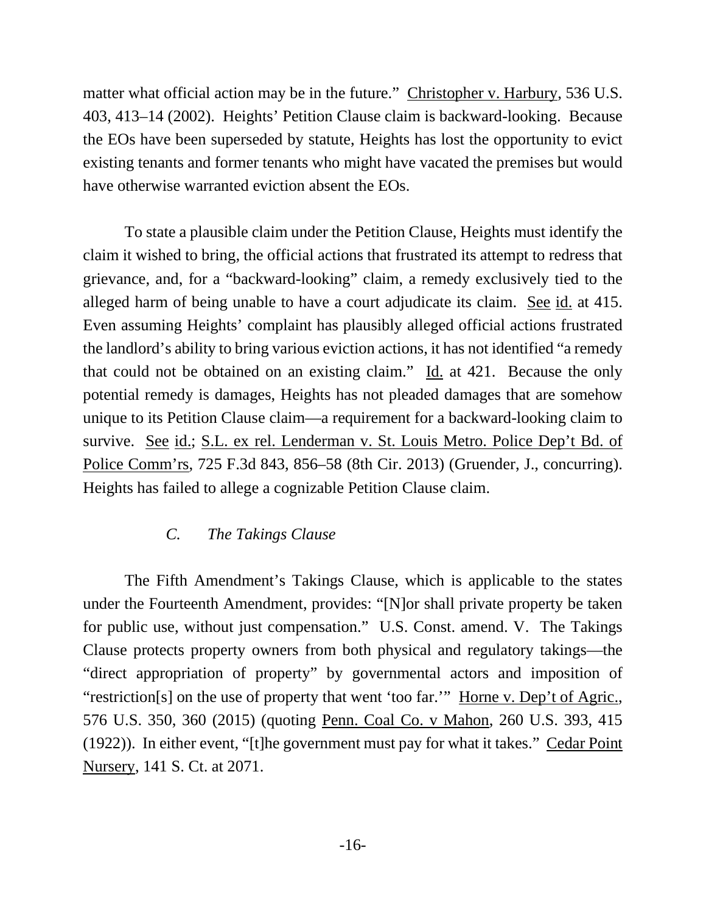matter what official action may be in the future." Christopher v. Harbury, 536 U.S. 403, 413–14 (2002). Heights' Petition Clause claim is backward-looking. Because the EOs have been superseded by statute, Heights has lost the opportunity to evict existing tenants and former tenants who might have vacated the premises but would have otherwise warranted eviction absent the EOs.

To state a plausible claim under the Petition Clause, Heights must identify the claim it wished to bring, the official actions that frustrated its attempt to redress that grievance, and, for a "backward-looking" claim, a remedy exclusively tied to the alleged harm of being unable to have a court adjudicate its claim. See id. at 415. Even assuming Heights' complaint has plausibly alleged official actions frustrated the landlord's ability to bring various eviction actions, it has not identified "a remedy that could not be obtained on an existing claim." Id. at 421. Because the only potential remedy is damages, Heights has not pleaded damages that are somehow unique to its Petition Clause claim—a requirement for a backward-looking claim to survive. See id.; S.L. ex rel. Lenderman v. St. Louis Metro. Police Dep't Bd. of Police Comm'rs, 725 F.3d 843, 856–58 (8th Cir. 2013) (Gruender, J., concurring). Heights has failed to allege a cognizable Petition Clause claim.

### *C. The Takings Clause*

The Fifth Amendment's Takings Clause, which is applicable to the states under the Fourteenth Amendment, provides: "[N]or shall private property be taken for public use, without just compensation." U.S. Const. amend. V. The Takings Clause protects property owners from both physical and regulatory takings—the "direct appropriation of property" by governmental actors and imposition of "restriction[s] on the use of property that went 'too far.'" Horne v. Dep't of Agric., 576 U.S. 350, 360 (2015) (quoting Penn. Coal Co. v Mahon, 260 U.S. 393, 415 (1922)). In either event, "[t]he government must pay for what it takes." Cedar Point Nursery, 141 S. Ct. at 2071.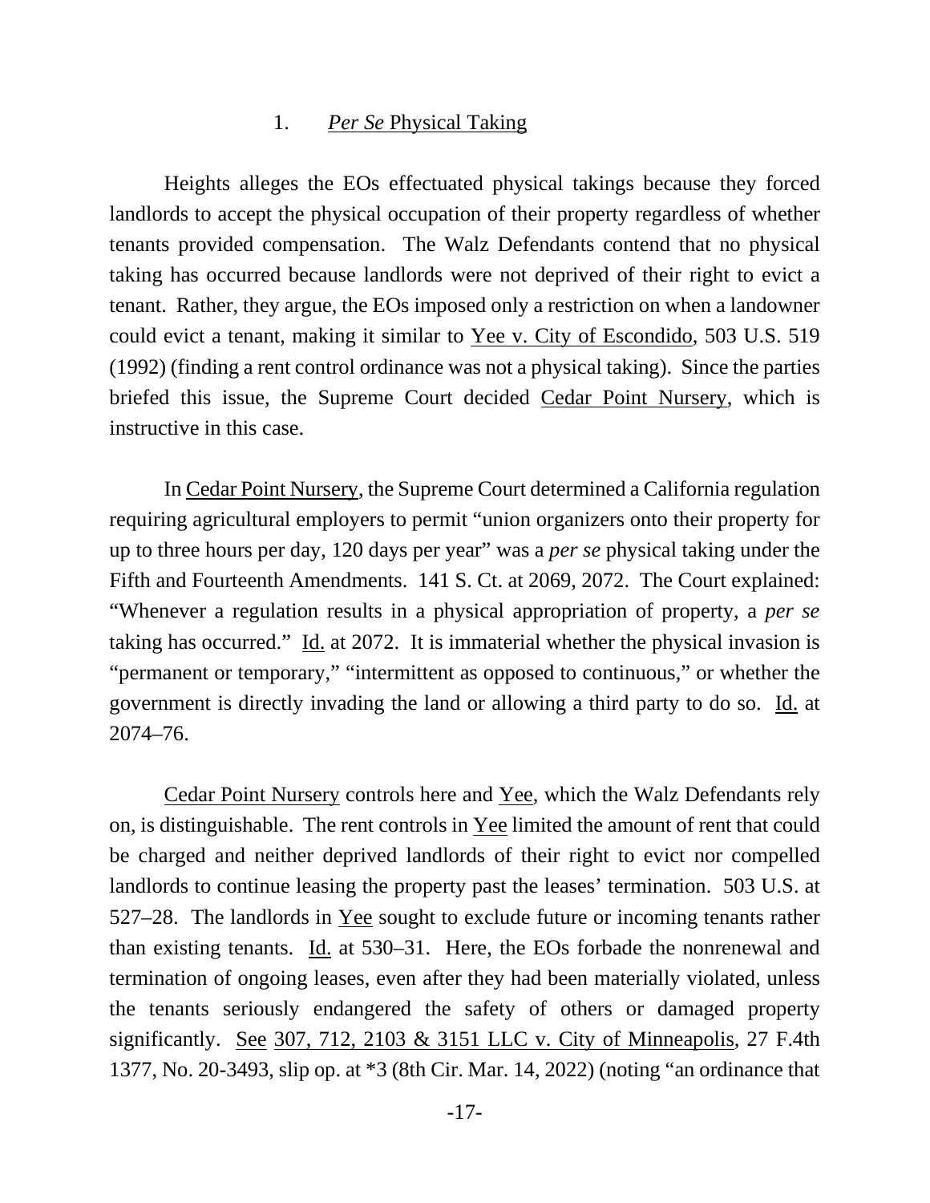### 1. *Per Se* Physical Taking

Heights alleges the EOs effectuated physical takings because they forced landlords to accept the physical occupation of their property regardless of whether tenants provided compensation. The Walz Defendants contend that no physical taking has occurred because landlords were not deprived of their right to evict a tenant. Rather, they argue, the EOs imposed only a restriction on when a landowner could evict a tenant, making it similar to Yee v. City of Escondido, 503 U.S. 519 (1992) (finding a rent control ordinance was not a physical taking). Since the parties briefed this issue, the Supreme Court decided Cedar Point Nursery, which is instructive in this case.

In Cedar Point Nursery, the Supreme Court determined a California regulation requiring agricultural employers to permit "union organizers onto their property for up to three hours per day, 120 days per year" was a *per se* physical taking under the Fifth and Fourteenth Amendments. 141 S. Ct. at 2069, 2072. The Court explained: "Whenever a regulation results in a physical appropriation of property, a *per se* taking has occurred." Id. at 2072. It is immaterial whether the physical invasion is "permanent or temporary," "intermittent as opposed to continuous," or whether the government is directly invading the land or allowing a third party to do so. Id. at 2074–76.

Cedar Point Nursery controls here and Yee, which the Walz Defendants rely on, is distinguishable. The rent controls in Yee limited the amount of rent that could be charged and neither deprived landlords of their right to evict nor compelled landlords to continue leasing the property past the leases' termination. 503 U.S. at 527–28. The landlords in Yee sought to exclude future or incoming tenants rather than existing tenants. Id. at 530–31. Here, the EOs forbade the nonrenewal and termination of ongoing leases, even after they had been materially violated, unless the tenants seriously endangered the safety of others or damaged property significantly. See 307, 712, 2103 & 3151 LLC v. City of Minneapolis, 27 F.4th 1377, No. 20-3493, slip op. at *3 (8th Cir. Mar. 14, 2022) (noting "an ordinance that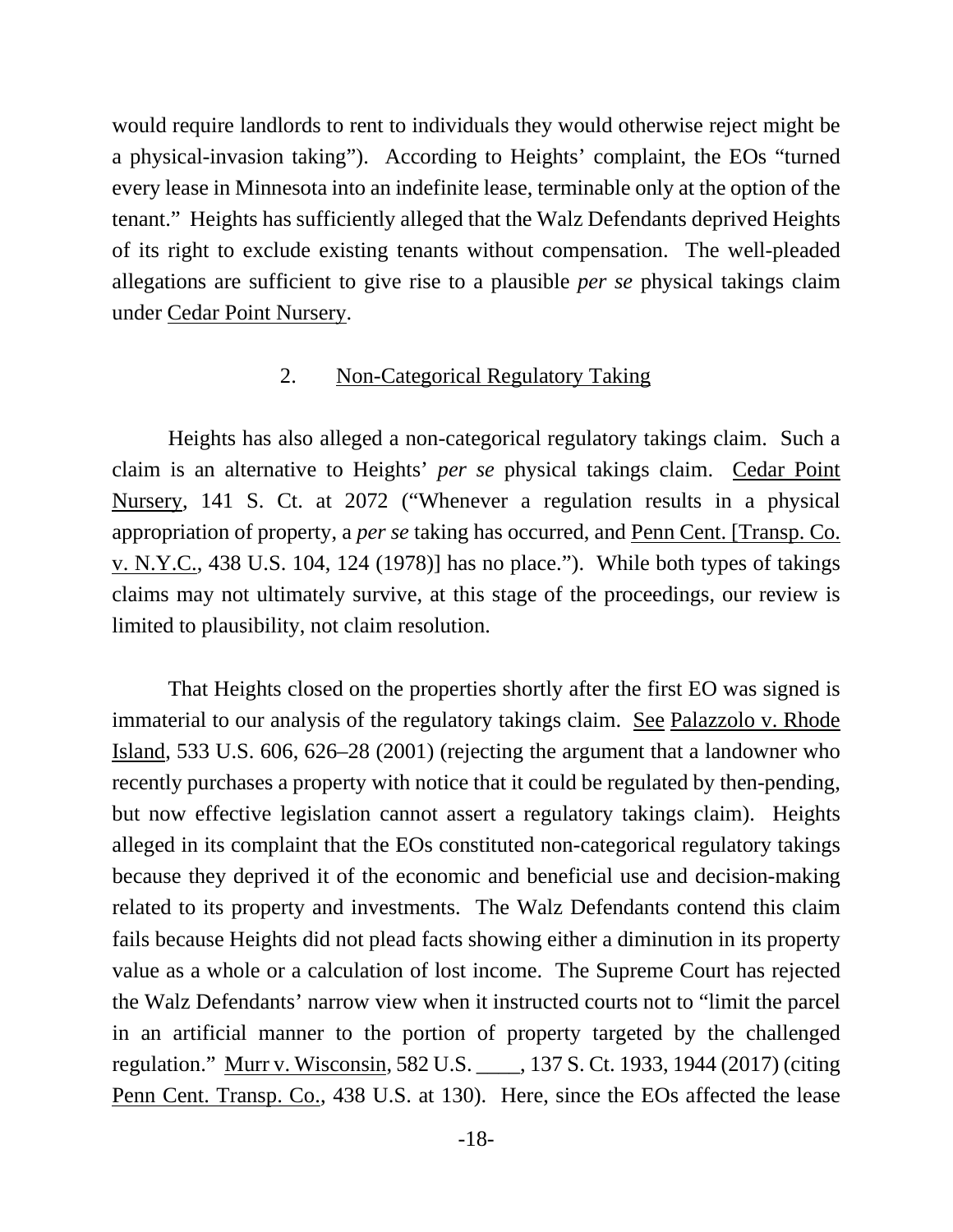would require landlords to rent to individuals they would otherwise reject might be a physical-invasion taking"). According to Heights' complaint, the EOs "turned every lease in Minnesota into an indefinite lease, terminable only at the option of the tenant." Heights has sufficiently alleged that the Walz Defendants deprived Heights of its right to exclude existing tenants without compensation. The well-pleaded allegations are sufficient to give rise to a plausible *per se* physical takings claim under Cedar Point Nursery.

### 2. Non-Categorical Regulatory Taking

Heights has also alleged a non-categorical regulatory takings claim. Such a claim is an alternative to Heights' *per se* physical takings claim. Cedar Point Nursery, 141 S. Ct. at 2072 ("Whenever a regulation results in a physical appropriation of property, a *per se* taking has occurred, and Penn Cent. [Transp. Co. v. N.Y.C., 438 U.S. 104, 124 (1978)] has no place."). While both types of takings claims may not ultimately survive, at this stage of the proceedings, our review is limited to plausibility, not claim resolution.

That Heights closed on the properties shortly after the first EO was signed is immaterial to our analysis of the regulatory takings claim. See Palazzolo v. Rhode Island, 533 U.S. 606, 626–28 (2001) (rejecting the argument that a landowner who recently purchases a property with notice that it could be regulated by then-pending, but now effective legislation cannot assert a regulatory takings claim). Heights alleged in its complaint that the EOs constituted non-categorical regulatory takings because they deprived it of the economic and beneficial use and decision-making related to its property and investments. The Walz Defendants contend this claim fails because Heights did not plead facts showing either a diminution in its property value as a whole or a calculation of lost income. The Supreme Court has rejected the Walz Defendants' narrow view when it instructed courts not to "limit the parcel in an artificial manner to the portion of property targeted by the challenged regulation." Murr v. Wisconsin, 582 U.S. ____, 137 S. Ct. 1933, 1944 (2017) (citing Penn Cent. Transp. Co., 438 U.S. at 130). Here, since the EOs affected the lease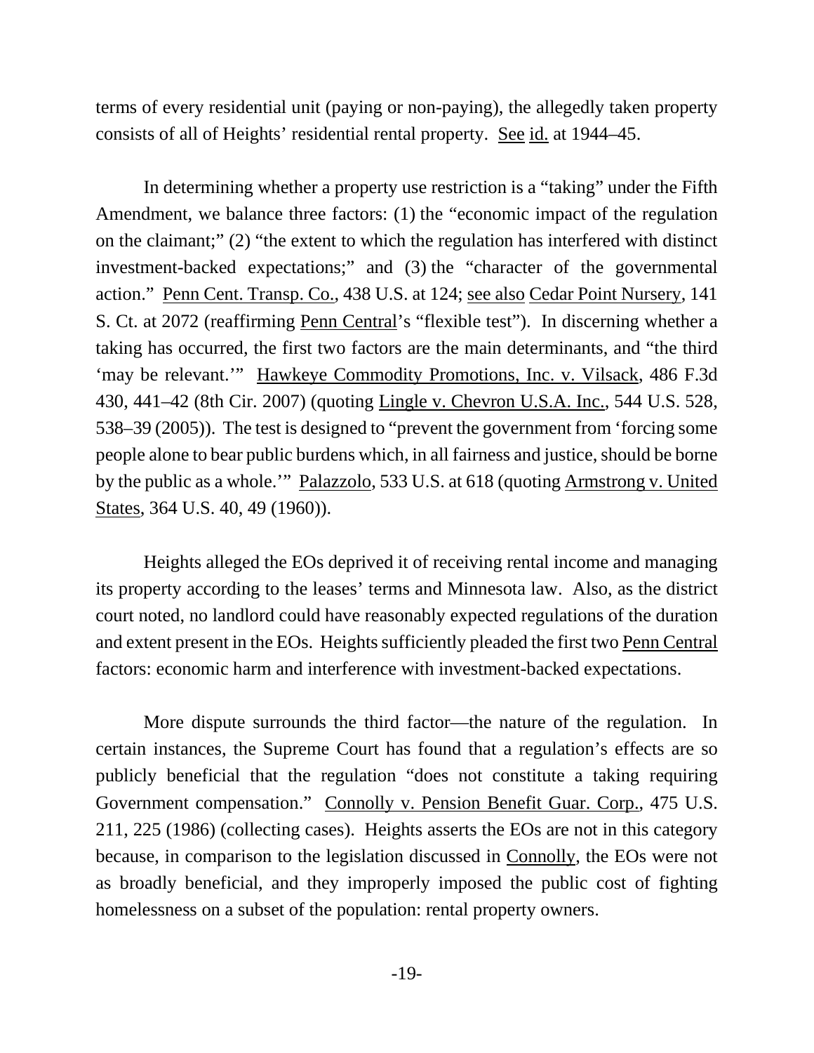terms of every residential unit (paying or non-paying), the allegedly taken property consists of all of Heights' residential rental property. See id. at 1944–45.

In determining whether a property use restriction is a "taking" under the Fifth Amendment, we balance three factors: (1) the "economic impact of the regulation on the claimant;" (2) "the extent to which the regulation has interfered with distinct investment-backed expectations;" and (3) the "character of the governmental action." Penn Cent. Transp. Co., 438 U.S. at 124; see also Cedar Point Nursery, 141 S. Ct. at 2072 (reaffirming Penn Central's "flexible test"). In discerning whether a taking has occurred, the first two factors are the main determinants, and "the third 'may be relevant.'" Hawkeye Commodity Promotions, Inc. v. Vilsack, 486 F.3d 430, 441–42 (8th Cir. 2007) (quoting Lingle v. Chevron U.S.A. Inc., 544 U.S. 528, 538–39 (2005)). The test is designed to "prevent the government from 'forcing some people alone to bear public burdens which, in all fairness and justice, should be borne by the public as a whole.'" Palazzolo, 533 U.S. at 618 (quoting Armstrong v. United States, 364 U.S. 40, 49 (1960)).

Heights alleged the EOs deprived it of receiving rental income and managing its property according to the leases' terms and Minnesota law. Also, as the district court noted, no landlord could have reasonably expected regulations of the duration and extent present in the EOs. Heights sufficiently pleaded the first two Penn Central factors: economic harm and interference with investment-backed expectations.

More dispute surrounds the third factor—the nature of the regulation. In certain instances, the Supreme Court has found that a regulation's effects are so publicly beneficial that the regulation "does not constitute a taking requiring Government compensation." Connolly v. Pension Benefit Guar. Corp., 475 U.S. 211, 225 (1986) (collecting cases). Heights asserts the EOs are not in this category because, in comparison to the legislation discussed in Connolly, the EOs were not as broadly beneficial, and they improperly imposed the public cost of fighting homelessness on a subset of the population: rental property owners.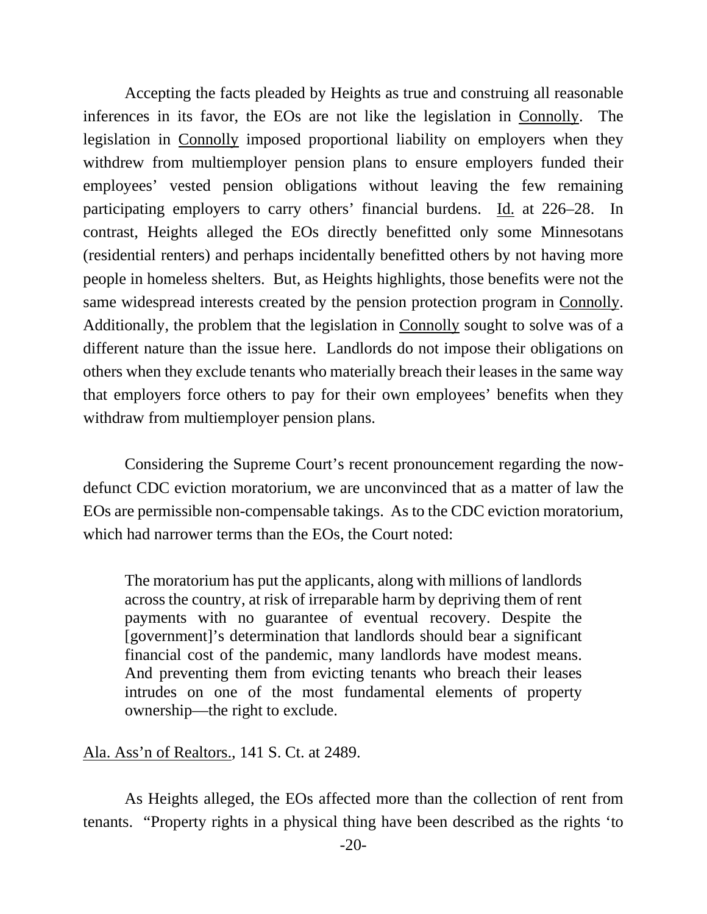Accepting the facts pleaded by Heights as true and construing all reasonable inferences in its favor, the EOs are not like the legislation in Connolly. The legislation in Connolly imposed proportional liability on employers when they withdrew from multiemployer pension plans to ensure employers funded their employees' vested pension obligations without leaving the few remaining participating employers to carry others' financial burdens. Id. at 226–28. In contrast, Heights alleged the EOs directly benefitted only some Minnesotans (residential renters) and perhaps incidentally benefitted others by not having more people in homeless shelters. But, as Heights highlights, those benefits were not the same widespread interests created by the pension protection program in Connolly. Additionally, the problem that the legislation in Connolly sought to solve was of a different nature than the issue here. Landlords do not impose their obligations on others when they exclude tenants who materially breach their leases in the same way that employers force others to pay for their own employees' benefits when they withdraw from multiemployer pension plans.

Considering the Supreme Court's recent pronouncement regarding the now-defunct CDC eviction moratorium, we are unconvinced that as a matter of law the EOs are permissible non-compensable takings. As to the CDC eviction moratorium, which had narrower terms than the EOs, the Court noted:

> The moratorium has put the applicants, along with millions of landlords across the country, at risk of irreparable harm by depriving them of rent payments with no guarantee of eventual recovery. Despite the [government]'s determination that landlords should bear a significant financial cost of the pandemic, many landlords have modest means. And preventing them from evicting tenants who breach their leases intrudes on one of the most fundamental elements of property ownership—the right to exclude.

Ala. Ass'n of Realtors., 141 S. Ct. at 2489.

As Heights alleged, the EOs affected more than the collection of rent from tenants. "Property rights in a physical thing have been described as the rights 'to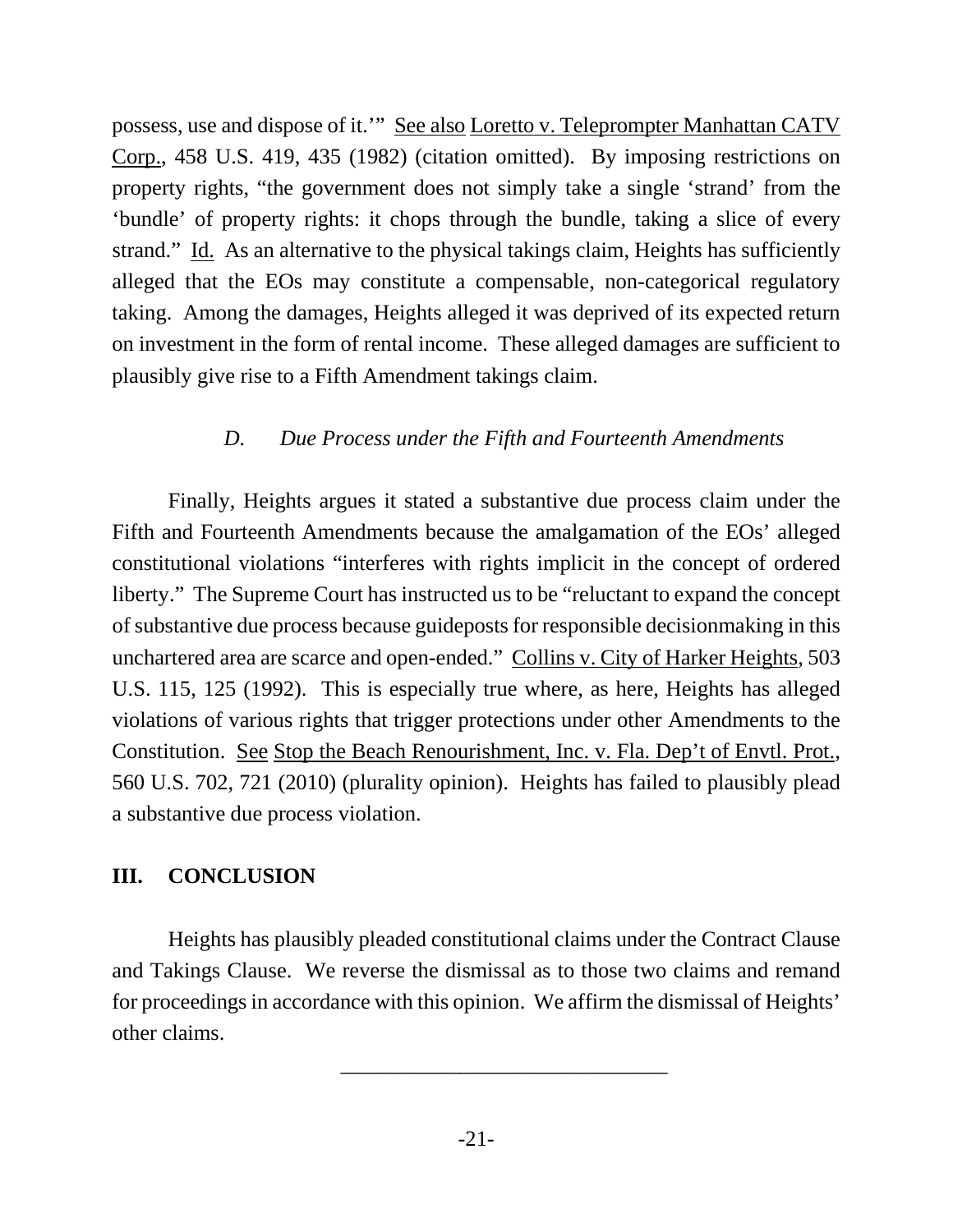possess, use and dispose of it.'" See also Loretto v. Teleprompter Manhattan CATV Corp., 458 U.S. 419, 435 (1982) (citation omitted). By imposing restrictions on property rights, "the government does not simply take a single 'strand' from the 'bundle' of property rights: it chops through the bundle, taking a slice of every strand." Id. As an alternative to the physical takings claim, Heights has sufficiently alleged that the EOs may constitute a compensable, non-categorical regulatory taking. Among the damages, Heights alleged it was deprived of its expected return on investment in the form of rental income. These alleged damages are sufficient to plausibly give rise to a Fifth Amendment takings claim.

### *D. Due Process under the Fifth and Fourteenth Amendments*

Finally, Heights argues it stated a substantive due process claim under the Fifth and Fourteenth Amendments because the amalgamation of the EOs' alleged constitutional violations "interferes with rights implicit in the concept of ordered liberty." The Supreme Court has instructed us to be "reluctant to expand the concept of substantive due process because guideposts for responsible decisionmaking in this unchartered area are scarce and open-ended." Collins v. City of Harker Heights, 503 U.S. 115, 125 (1992). This is especially true where, as here, Heights has alleged violations of various rights that trigger protections under other Amendments to the Constitution. See Stop the Beach Renourishment, Inc. v. Fla. Dep't of Envtl. Prot., 560 U.S. 702, 721 (2010) (plurality opinion). Heights has failed to plausibly plead a substantive due process violation.

## III. CONCLUSION

Heights has plausibly pleaded constitutional claims under the Contract Clause and Takings Clause. We reverse the dismissal as to those two claims and remand for proceedings in accordance with this opinion. We affirm the dismissal of Heights' other claims.

______________________________